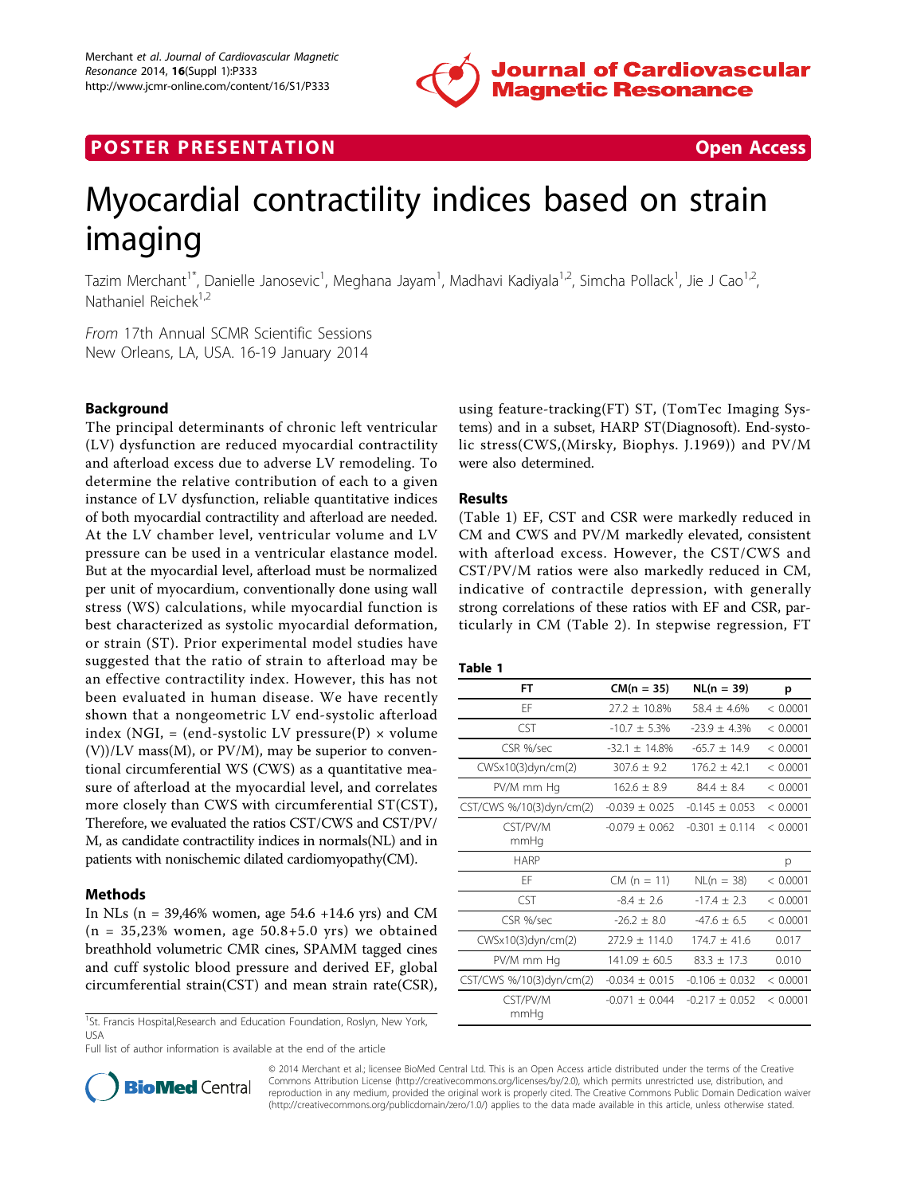# Myocardial contractility indices based on strain imaging

Tazim Merchant[1*], Danielle Janosevic[1], Meghana Jayam[1], Madhavi Kadiyala[1,2], Simcha Pollack[1], Jie J Cao[1,2], Nathaniel Reichek[1,2]

*From* 17th Annual SCMR Scientific Sessions
New Orleans, LA, USA. 16-19 January 2014

## Background

The principal determinants of chronic left ventricular (LV) dysfunction are reduced myocardial contractility and afterload excess due to adverse LV remodeling. To determine the relative contribution of each to a given instance of LV dysfunction, reliable quantitative indices of both myocardial contractility and afterload are needed. At the LV chamber level, ventricular volume and LV pressure can be used in a ventricular elastance model. But at the myocardial level, afterload must be normalized per unit of myocardium, conventionally done using wall stress (WS) calculations, while myocardial function is best characterized as systolic myocardial deformation, or strain (ST). Prior experimental model studies have suggested that the ratio of strain to afterload may be an effective contractility index. However, this has not been evaluated in human disease. We have recently shown that a nongeometric LV end-systolic afterload index (NGI, = (end-systolic LV pressure(P) × volume (V))/LV mass(M), or PV/M), may be superior to conventional circumferential WS (CWS) as a quantitative measure of afterload at the myocardial level, and correlates more closely than CWS with circumferential ST(CST), Therefore, we evaluated the ratios CST/CWS and CST/PV/M, as candidate contractility indices in normals(NL) and in patients with nonischemic dilated cardiomyopathy(CM).

## Methods

In NLs (n = 39,46% women, age 54.6 +14.6 yrs) and CM (n = 35,23% women, age 50.8+5.0 yrs) we obtained breathhold volumetric CMR cines, SPAMM tagged cines and cuff systolic blood pressure and derived EF, global circumferential strain(CST) and mean strain rate(CSR), using feature-tracking(FT) ST, (TomTec Imaging Systems) and in a subset, HARP ST(Diagnosoft). End-systolic stress(CWS,(Mirsky, Biophys. J.1969)) and PV/M were also determined.

## Results

(Table 1) EF, CST and CSR were markedly reduced in CM and CWS and PV/M markedly elevated, consistent with afterload excess. However, the CST/CWS and CST/PV/M ratios were also markedly reduced in CM, indicative of contractile depression, with generally strong correlations of these ratios with EF and CSR, particularly in CM (Table 2). In stepwise regression, FT

**Table 1**

| FT | CM(n = 35) | NL(n = 39) | p |
|---|---|---|---|
| EF | 27.2 ± 10.8% | 58.4 ± 4.6% | < 0.0001 |
| CST | -10.7 ± 5.3% | -23.9 ± 4.3% | < 0.0001 |
| CSR %/sec | -32.1 ± 14.8% | -65.7 ± 14.9 | < 0.0001 |
| CWSx10(3)dyn/cm(2) | 307.6 ± 9.2 | 176.2 ± 42.1 | < 0.0001 |
| PV/M mm Hg | 162.6 ± 8.9 | 84.4 ± 8.4 | < 0.0001 |
| CST/CWS %/10(3)dyn/cm(2) | -0.039 ± 0.025 | -0.145 ± 0.053 | < 0.0001 |
| CST/PV/M mmHg | -0.079 ± 0.062 | -0.301 ± 0.114 | < 0.0001 |
| HARP | | | p |
| EF | CM (n = 11) | NL(n = 38) | < 0.0001 |
| CST | -8.4 ± 2.6 | -17.4 ± 2.3 | < 0.0001 |
| CSR %/sec | -26.2 ± 8.0 | -47.6 ± 6.5 | < 0.0001 |
| CWSx10(3)dyn/cm(2) | 272.9 ± 114.0 | 174.7 ± 41.6 | 0.017 |
| PV/M mm Hg | 141.09 ± 60.5 | 83.3 ± 17.3 | 0.010 |
| CST/CWS %/10(3)dyn/cm(2) | -0.034 ± 0.015 | -0.106 ± 0.032 | < 0.0001 |
| CST/PV/M mmHg | -0.071 ± 0.044 | -0.217 ± 0.052 | < 0.0001 |

[1]St. Francis Hospital,Research and Education Foundation, Roslyn, New York, USA

Full list of author information is available at the end of the article

© 2014 Merchant et al.; licensee BioMed Central Ltd. This is an Open Access article distributed under the terms of the Creative Commons Attribution License (http://creativecommons.org/licenses/by/2.0), which permits unrestricted use, distribution, and reproduction in any medium, provided the original work is properly cited. The Creative Commons Public Domain Dedication waiver (http://creativecommons.org/publicdomain/zero/1.0/) applies to the data made available in this article, unless otherwise stated.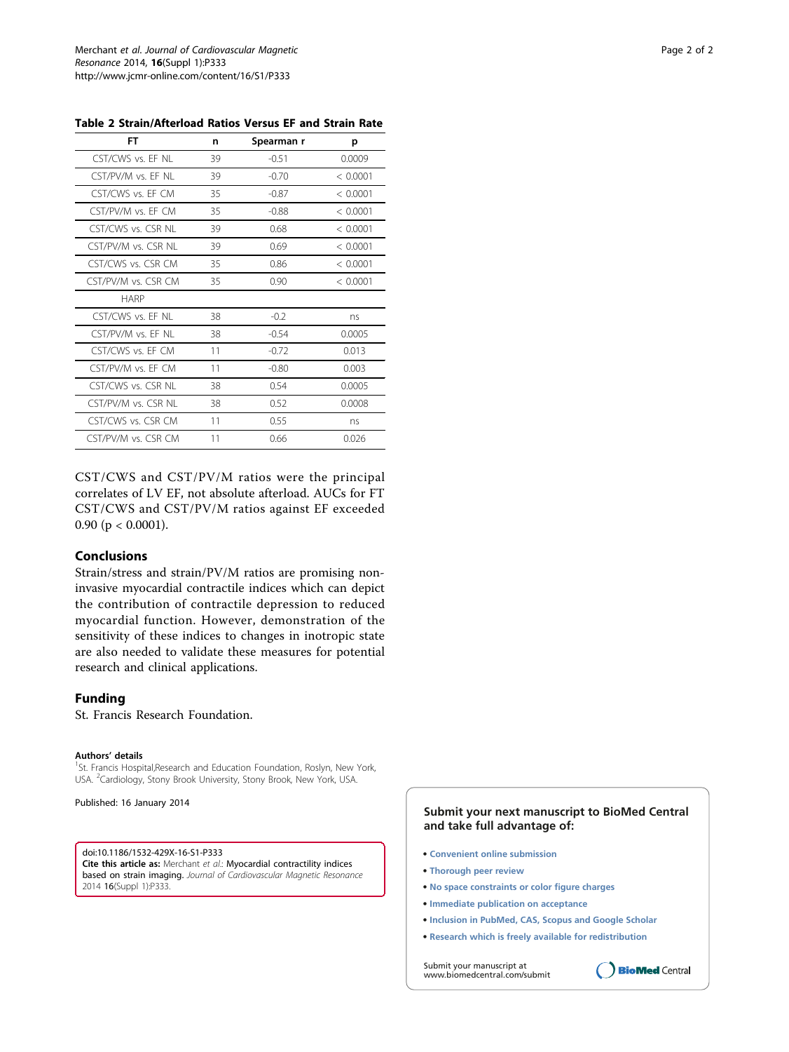**Table 2 Strain/Afterload Ratios Versus EF and Strain Rate**

| FT | n | Spearman r | p |
|---|---|---|---|
| CST/CWS vs. EF NL | 39 | -0.51 | 0.0009 |
| CST/PV/M vs. EF NL | 39 | -0.70 | < 0.0001 |
| CST/CWS vs. EF CM | 35 | -0.87 | < 0.0001 |
| CST/PV/M vs. EF CM | 35 | -0.88 | < 0.0001 |
| CST/CWS vs. CSR NL | 39 | 0.68 | < 0.0001 |
| CST/PV/M vs. CSR NL | 39 | 0.69 | < 0.0001 |
| CST/CWS vs. CSR CM | 35 | 0.86 | < 0.0001 |
| CST/PV/M vs. CSR CM | 35 | 0.90 | < 0.0001 |
| HARP | | | |
| CST/CWS vs. EF NL | 38 | -0.2 | ns |
| CST/PV/M vs. EF NL | 38 | -0.54 | 0.0005 |
| CST/CWS vs. EF CM | 11 | -0.72 | 0.013 |
| CST/PV/M vs. EF CM | 11 | -0.80 | 0.003 |
| CST/CWS vs. CSR NL | 38 | 0.54 | 0.0005 |
| CST/PV/M vs. CSR NL | 38 | 0.52 | 0.0008 |
| CST/CWS vs. CSR CM | 11 | 0.55 | ns |
| CST/PV/M vs. CSR CM | 11 | 0.66 | 0.026 |

CST/CWS and CST/PV/M ratios were the principal correlates of LV EF, not absolute afterload. AUCs for FT CST/CWS and CST/PV/M ratios against EF exceeded 0.90 ($p < 0.0001$).

## Conclusions

Strain/stress and strain/PV/M ratios are promising non-invasive myocardial contractile indices which can depict the contribution of contractile depression to reduced myocardial function. However, demonstration of the sensitivity of these indices to changes in inotropic state are also needed to validate these measures for potential research and clinical applications.

## Funding

St. Francis Research Foundation.

#### Authors' details

[1]St. Francis Hospital,Research and Education Foundation, Roslyn, New York, USA. [2]Cardiology, Stony Brook University, Stony Brook, New York, USA.

Published: 16 January 2014

doi:10.1186/1532-429X-16-S1-P333
**Cite this article as:** Merchant *et al.*: Myocardial contractility indices based on strain imaging. *Journal of Cardiovascular Magnetic Resonance* 2014 **16**(Suppl 1):P333.

**Submit your next manuscript to BioMed Central and take full advantage of:**

- Convenient online submission
- Thorough peer review
- No space constraints or color figure charges
- Immediate publication on acceptance
- Inclusion in PubMed, CAS, Scopus and Google Scholar
- Research which is freely available for redistribution

Submit your manuscript at
www.biomedcentral.com/submit

BioMed Central